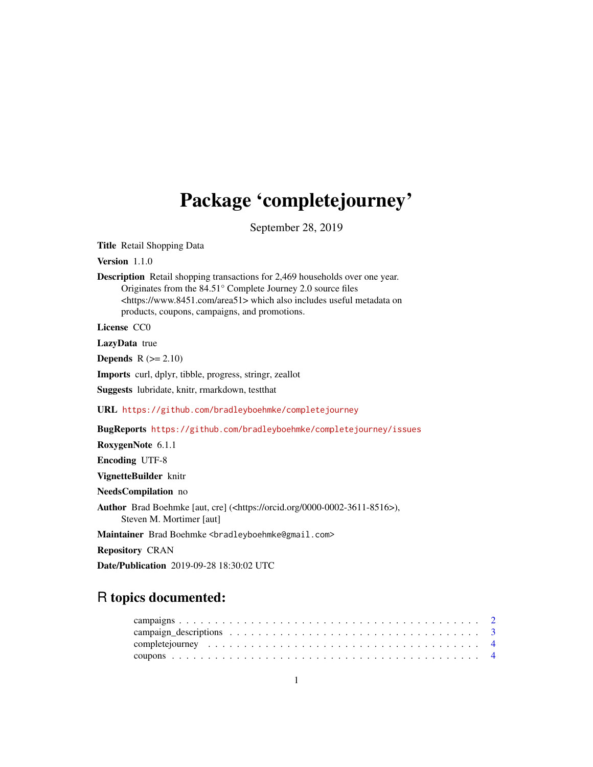# Package 'completejourney'

September 28, 2019

**Title** Retail Shopping Data

**Version** 1.1.0

**Description** Retail shopping transactions for 2,469 households over one year. Originates from the 84.51° Complete Journey 2.0 source files <https://www.8451.com/area51> which also includes useful metadata on products, coupons, campaigns, and promotions.

**License** CC0

**LazyData** true

**Depends** R (>= 2.10)

**Imports** curl, dplyr, tibble, progress, stringr, zeallot

**Suggests** lubridate, knitr, rmarkdown, testthat

**URL** https://github.com/bradleyboehmke/completejourney

**BugReports** https://github.com/bradleyboehmke/completejourney/issues

**RoxygenNote** 6.1.1

**Encoding** UTF-8

**VignetteBuilder** knitr

**NeedsCompilation** no

**Author** Brad Boehmke [aut, cre] (<https://orcid.org/0000-0002-3611-8516>), Steven M. Mortimer [aut]

**Maintainer** Brad Boehmke <bradleyboehmke@gmail.com>

**Repository** CRAN

**Date/Publication** 2019-09-28 18:30:02 UTC

## R topics documented:

campaigns . . . . . . . . . . . . . . . . . . . . . . . . . . . . . . . . . . . . . . . . . 2
campaign_descriptions . . . . . . . . . . . . . . . . . . . . . . . . . . . . . . . . . . . 3
completejourney . . . . . . . . . . . . . . . . . . . . . . . . . . . . . . . . . . . . . . 4
coupons . . . . . . . . . . . . . . . . . . . . . . . . . . . . . . . . . . . . . . . . . . 4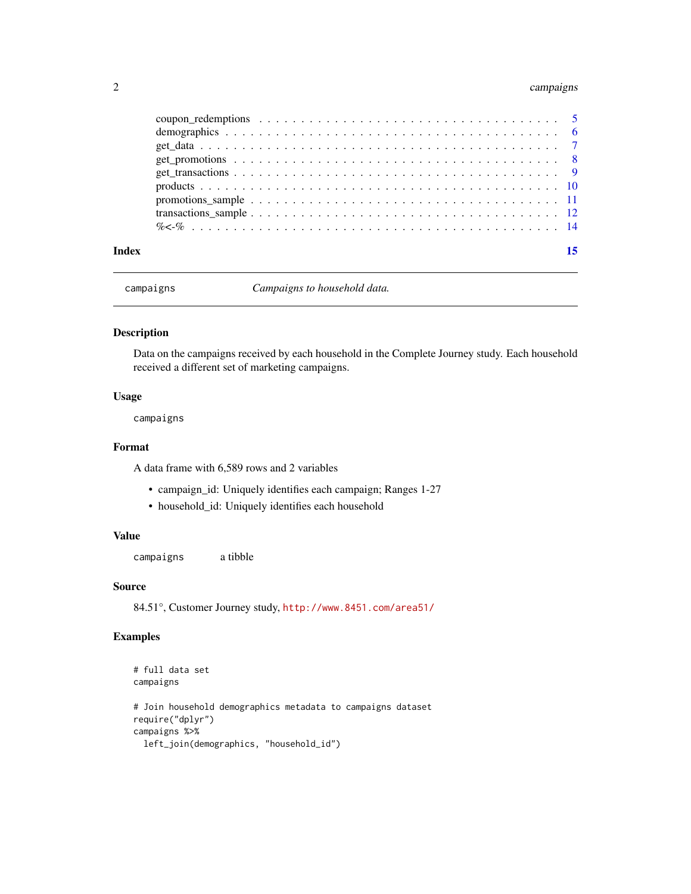coupon_redemptions . . . . . . . . . . . . . . . . . . . . . . . . . . . . . . . . . . . 5
demographics . . . . . . . . . . . . . . . . . . . . . . . . . . . . . . . . . . . . . . 6
get_data . . . . . . . . . . . . . . . . . . . . . . . . . . . . . . . . . . . . . . . . 7
get_promotions . . . . . . . . . . . . . . . . . . . . . . . . . . . . . . . . . . . . . 8
get_transactions . . . . . . . . . . . . . . . . . . . . . . . . . . . . . . . . . . . . 9
products . . . . . . . . . . . . . . . . . . . . . . . . . . . . . . . . . . . . . . . . 10
promotions_sample . . . . . . . . . . . . . . . . . . . . . . . . . . . . . . . . . . . 11
transactions_sample . . . . . . . . . . . . . . . . . . . . . . . . . . . . . . . . . . 12
%<-% . . . . . . . . . . . . . . . . . . . . . . . . . . . . . . . . . . . . . . . . . . 14

**Index** **15**

---

`campaigns` *Campaigns to household data.*

---

## Description

Data on the campaigns received by each household in the Complete Journey study. Each household received a different set of marketing campaigns.

## Usage

```
campaigns
```

## Format

A data frame with 6,589 rows and 2 variables

- campaign_id: Uniquely identifies each campaign; Ranges 1-27
- household_id: Uniquely identifies each household

## Value

`campaigns` a tibble

## Source

84.51°, Customer Journey study, http://www.8451.com/area51/

## Examples

```
# full data set
campaigns

# Join household demographics metadata to campaigns dataset
require("dplyr")
campaigns %>%
  left_join(demographics, "household_id")
```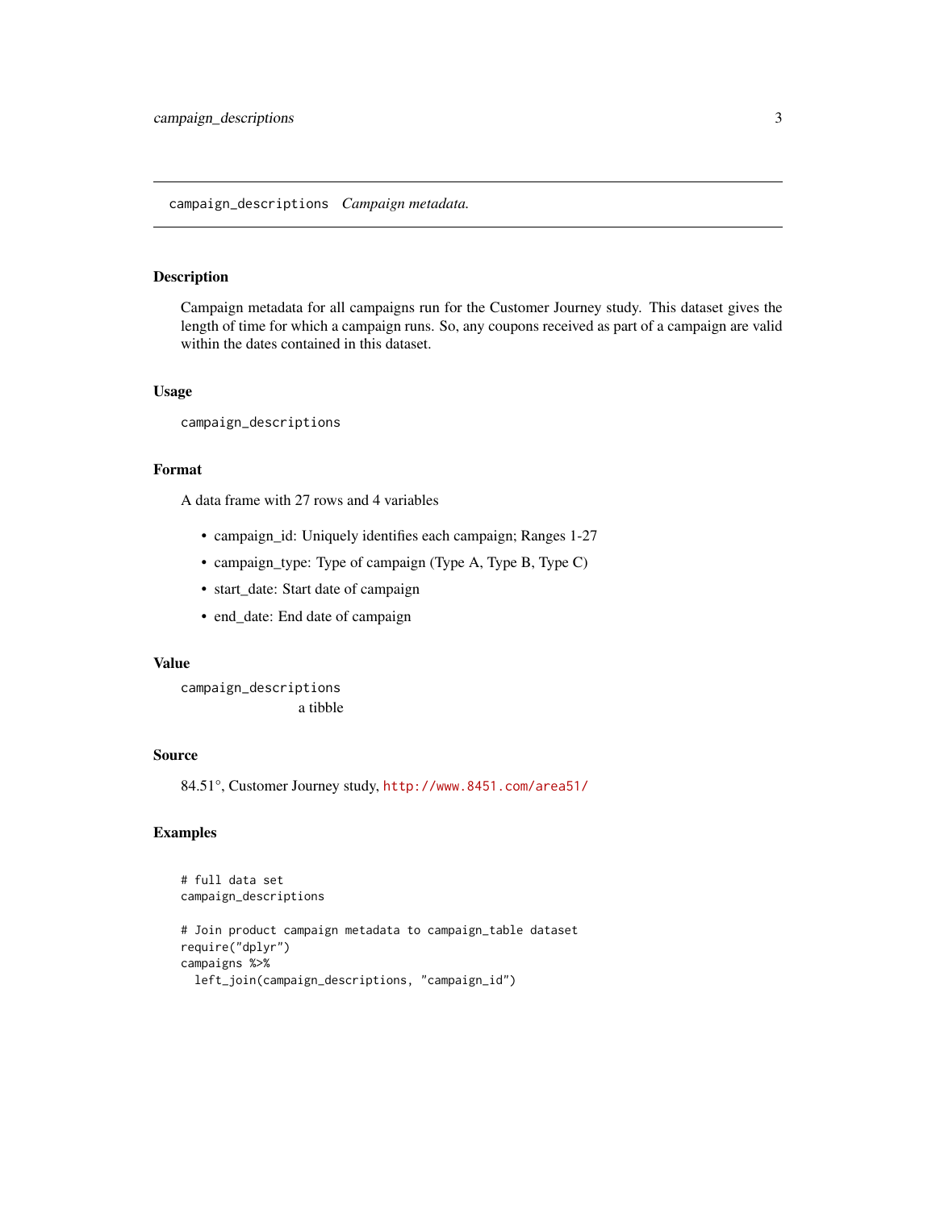campaign_descriptions *Campaign metadata.*

## Description

Campaign metadata for all campaigns run for the Customer Journey study. This dataset gives the length of time for which a campaign runs. So, any coupons received as part of a campaign are valid within the dates contained in this dataset.

## Usage

```
campaign_descriptions
```

## Format

A data frame with 27 rows and 4 variables

- campaign_id: Uniquely identifies each campaign; Ranges 1-27
- campaign_type: Type of campaign (Type A, Type B, Type C)
- start_date: Start date of campaign
- end_date: End date of campaign

## Value

`campaign_descriptions`
a tibble

## Source

84.51°, Customer Journey study, http://www.8451.com/area51/

## Examples

```
# full data set
campaign_descriptions

# Join product campaign metadata to campaign_table dataset
require("dplyr")
campaigns %>%
  left_join(campaign_descriptions, "campaign_id")
```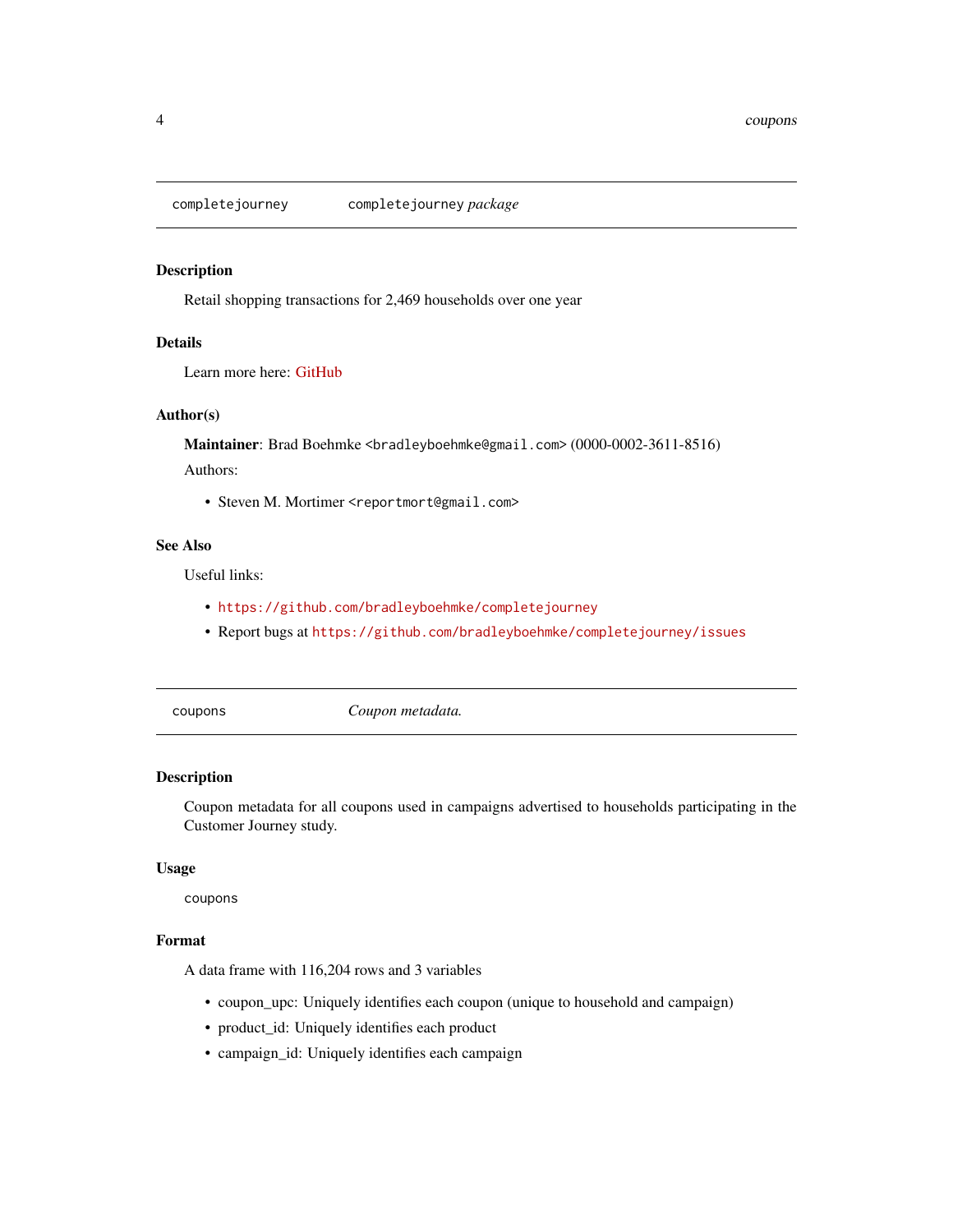## completejourney — completejourney *package*

### Description

Retail shopping transactions for 2,469 households over one year

### Details

Learn more here: GitHub

### Author(s)

**Maintainer**: Brad Boehmke <bradleyboehmke@gmail.com> (0000-0002-3611-8516)

Authors:

- Steven M. Mortimer <reportmort@gmail.com>

### See Also

Useful links:

- https://github.com/bradleyboehmke/completejourney
- Report bugs at https://github.com/bradleyboehmke/completejourney/issues

## coupons — *Coupon metadata.*

### Description

Coupon metadata for all coupons used in campaigns advertised to households participating in the Customer Journey study.

### Usage

```
coupons
```

### Format

A data frame with 116,204 rows and 3 variables

- coupon_upc: Uniquely identifies each coupon (unique to household and campaign)
- product_id: Uniquely identifies each product
- campaign_id: Uniquely identifies each campaign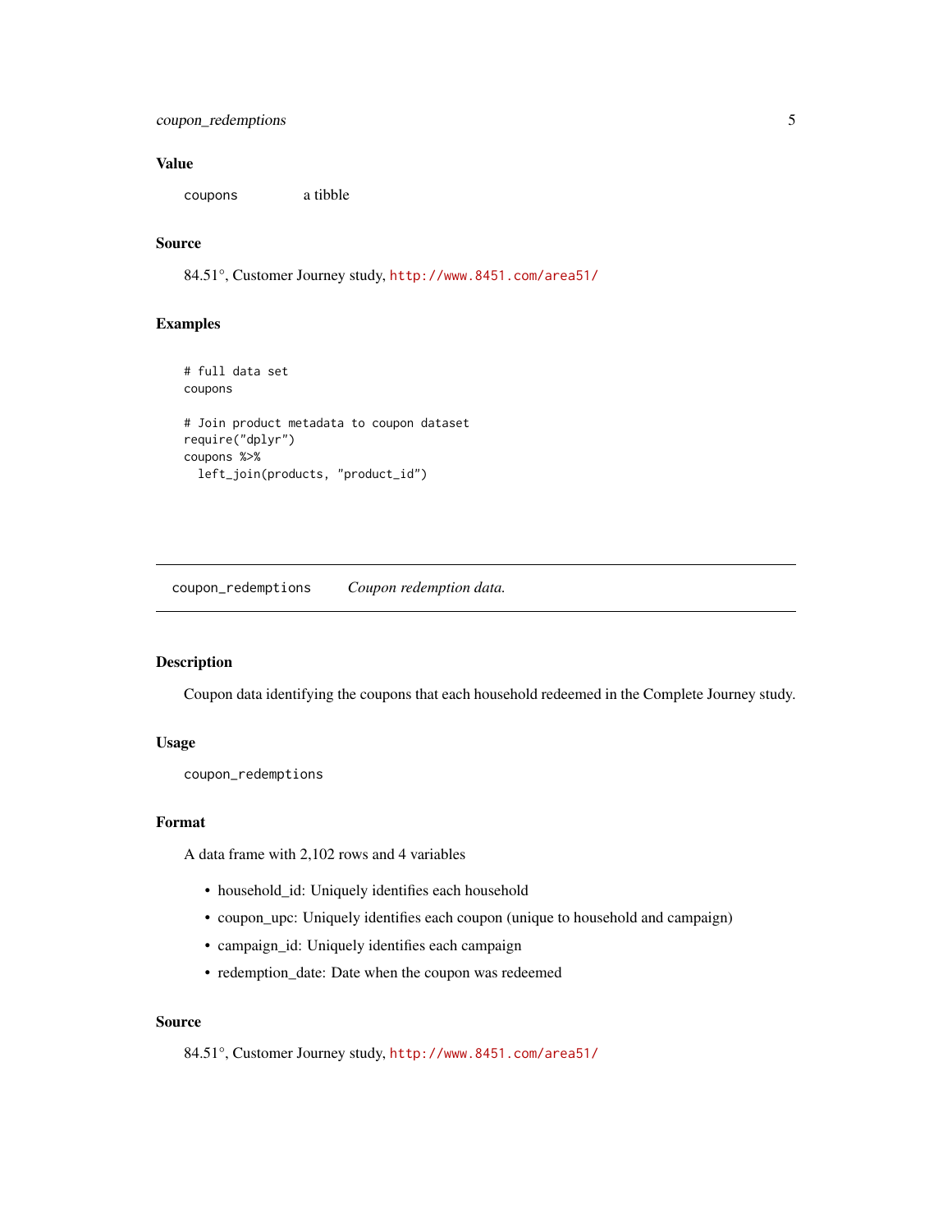### Value

coupons a tibble

### Source

84.51°, Customer Journey study, http://www.8451.com/area51/

### Examples

```
# full data set
coupons

# Join product metadata to coupon dataset
require("dplyr")
coupons %>%
  left_join(products, "product_id")
```

---

## coupon_redemptions *Coupon redemption data.*

---

### Description

Coupon data identifying the coupons that each household redeemed in the Complete Journey study.

### Usage

```
coupon_redemptions
```

### Format

A data frame with 2,102 rows and 4 variables

- household_id: Uniquely identifies each household
- coupon_upc: Uniquely identifies each coupon (unique to household and campaign)
- campaign_id: Uniquely identifies each campaign
- redemption_date: Date when the coupon was redeemed

### Source

84.51°, Customer Journey study, http://www.8451.com/area51/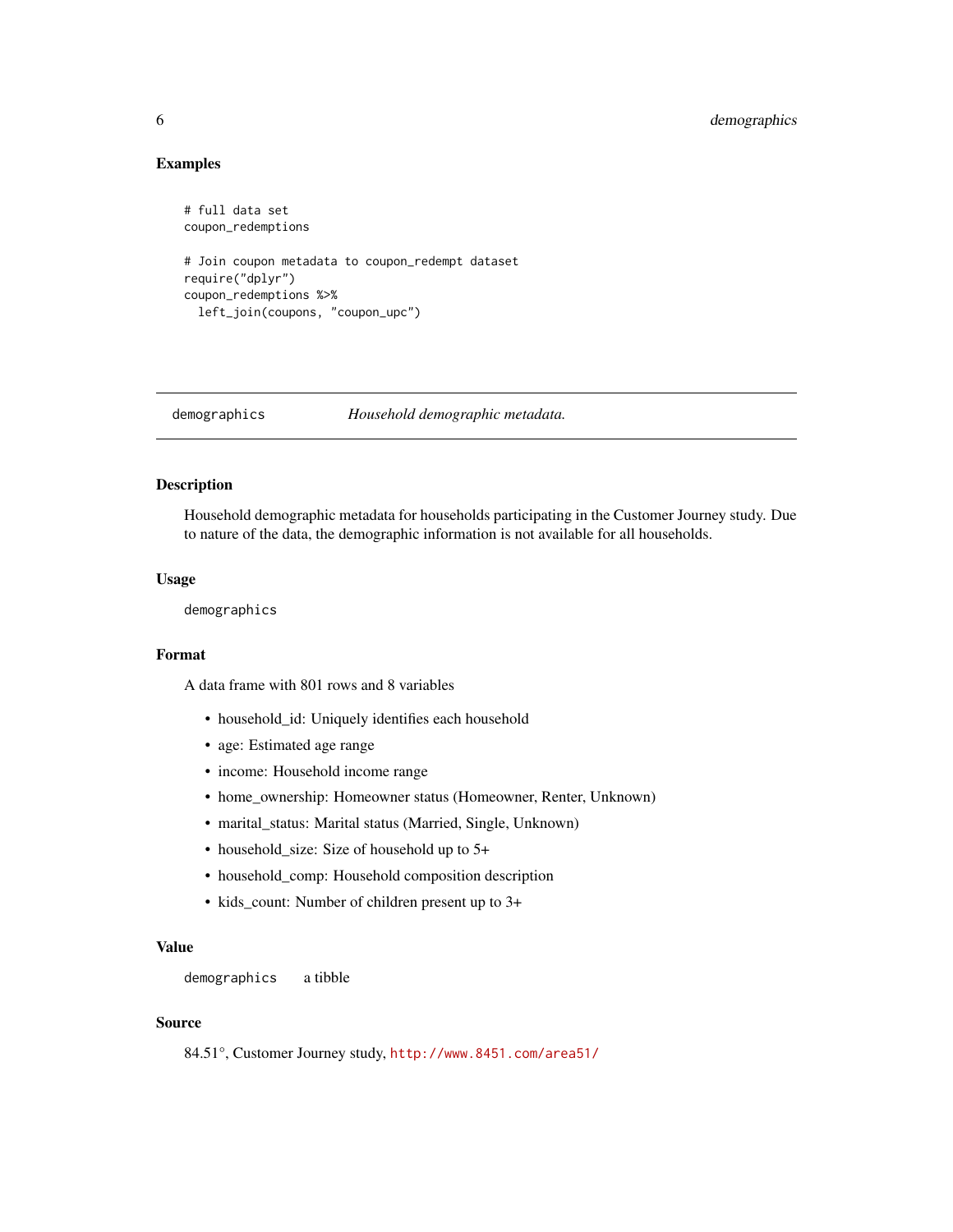### Examples

```
# full data set
coupon_redemptions

# Join coupon metadata to coupon_redempt dataset
require("dplyr")
coupon_redemptions %>%
  left_join(coupons, "coupon_upc")
```

---

## demographics — *Household demographic metadata.*

---

### Description

Household demographic metadata for households participating in the Customer Journey study. Due to nature of the data, the demographic information is not available for all households.

### Usage

```
demographics
```

### Format

A data frame with 801 rows and 8 variables

- household_id: Uniquely identifies each household
- age: Estimated age range
- income: Household income range
- home_ownership: Homeowner status (Homeowner, Renter, Unknown)
- marital_status: Marital status (Married, Single, Unknown)
- household_size: Size of household up to 5+
- household_comp: Household composition description
- kids_count: Number of children present up to 3+

### Value

`demographics` a tibble

### Source

84.51°, Customer Journey study, http://www.8451.com/area51/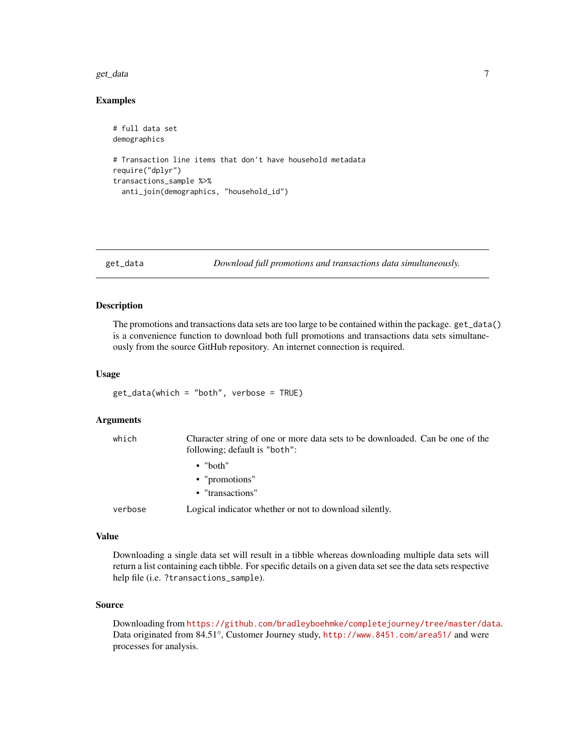### Examples

```
# full data set
demographics

# Transaction line items that don't have household metadata
require("dplyr")
transactions_sample %>%
  anti_join(demographics, "household_id")
```

---

## get_data — *Download full promotions and transactions data simultaneously.*

---

### Description

The promotions and transactions data sets are too large to be contained within the package. `get_data()` is a convenience function to download both full promotions and transactions data sets simultaneously from the source GitHub repository. An internet connection is required.

### Usage

```
get_data(which = "both", verbose = TRUE)
```

### Arguments

| | |
|---|---|
| `which` | Character string of one or more data sets to be downloaded. Can be one of the following; default is `"both"`: <br>• "both" <br>• "promotions" <br>• "transactions" |
| `verbose` | Logical indicator whether or not to download silently. |

### Value

Downloading a single data set will result in a tibble whereas downloading multiple data sets will return a list containing each tibble. For specific details on a given data set see the data sets respective help file (i.e. `?transactions_sample`).

### Source

Downloading from https://github.com/bradleyboehmke/completejourney/tree/master/data. Data originated from 84.51°, Customer Journey study, http://www.8451.com/area51/ and were processes for analysis.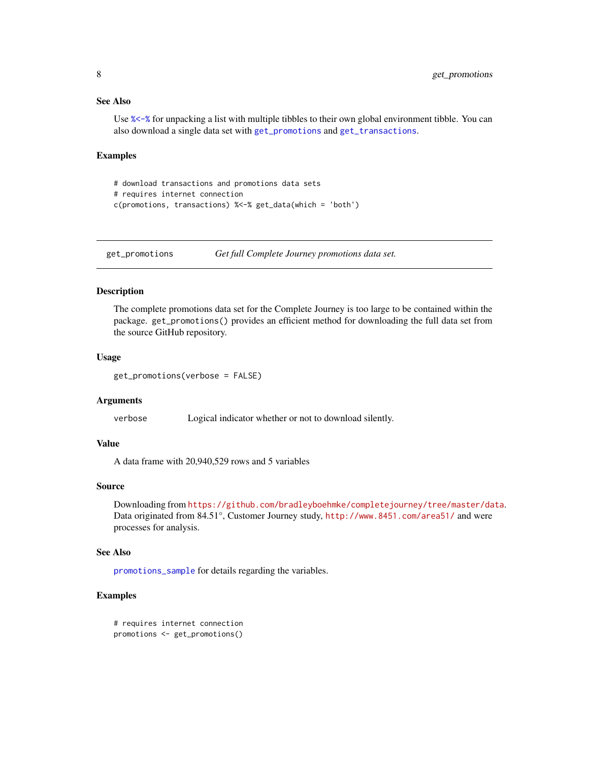### See Also

Use `%<-%` for unpacking a list with multiple tibbles to their own global environment tibble. You can also download a single data set with `get_promotions` and `get_transactions`.

### Examples

```
# download transactions and promotions data sets
# requires internet connection
c(promotions, transactions) %<-% get_data(which = 'both')
```

---

## get_promotions — *Get full Complete Journey promotions data set.*

---

### Description

The complete promotions data set for the Complete Journey is too large to be contained within the package. `get_promotions()` provides an efficient method for downloading the full data set from the source GitHub repository.

### Usage

```
get_promotions(verbose = FALSE)
```

### Arguments

| | |
|---|---|
| `verbose` | Logical indicator whether or not to download silently. |

### Value

A data frame with 20,940,529 rows and 5 variables

### Source

Downloading from `https://github.com/bradleyboehmke/completejourney/tree/master/data`. Data originated from 84.51°, Customer Journey study, `http://www.8451.com/area51/` and were processes for analysis.

### See Also

`promotions_sample` for details regarding the variables.

### Examples

```
# requires internet connection
promotions <- get_promotions()
```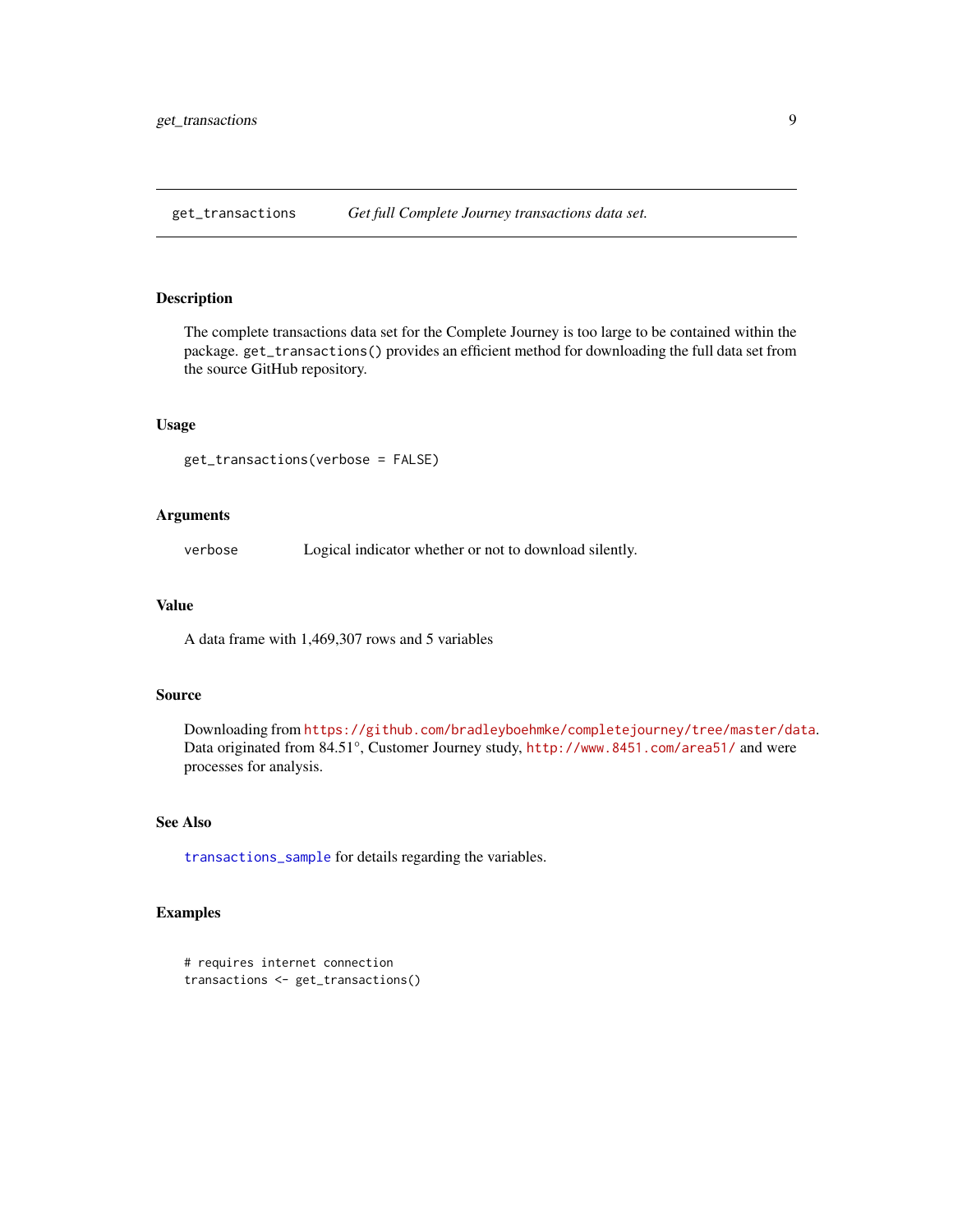## get_transactions — *Get full Complete Journey transactions data set.*

### Description

The complete transactions data set for the Complete Journey is too large to be contained within the package. `get_transactions()` provides an efficient method for downloading the full data set from the source GitHub repository.

### Usage

```
get_transactions(verbose = FALSE)
```

### Arguments

| | |
|---|---|
| `verbose` | Logical indicator whether or not to download silently. |

### Value

A data frame with 1,469,307 rows and 5 variables

### Source

Downloading from https://github.com/bradleyboehmke/completejourney/tree/master/data. Data originated from 84.51°, Customer Journey study, http://www.8451.com/area51/ and were processes for analysis.

### See Also

`transactions_sample` for details regarding the variables.

### Examples

```
# requires internet connection
transactions <- get_transactions()
```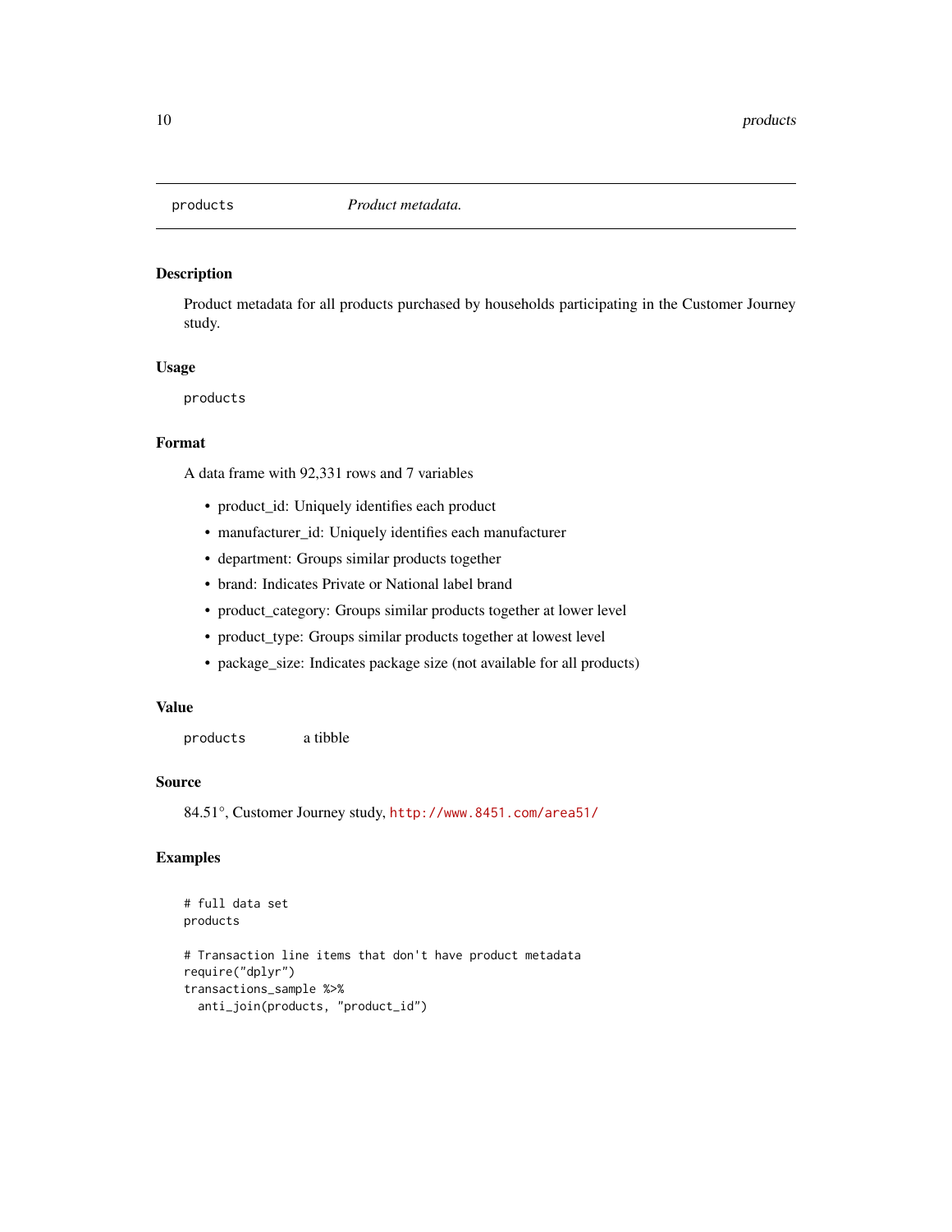## products — *Product metadata.*

### Description

Product metadata for all products purchased by households participating in the Customer Journey study.

### Usage

```
products
```

### Format

A data frame with 92,331 rows and 7 variables

- product_id: Uniquely identifies each product
- manufacturer_id: Uniquely identifies each manufacturer
- department: Groups similar products together
- brand: Indicates Private or National label brand
- product_category: Groups similar products together at lower level
- product_type: Groups similar products together at lowest level
- package_size: Indicates package size (not available for all products)

### Value

`products` a tibble

### Source

84.51°, Customer Journey study, http://www.8451.com/area51/

### Examples

```
# full data set
products

# Transaction line items that don't have product metadata
require("dplyr")
transactions_sample %>%
  anti_join(products, "product_id")
```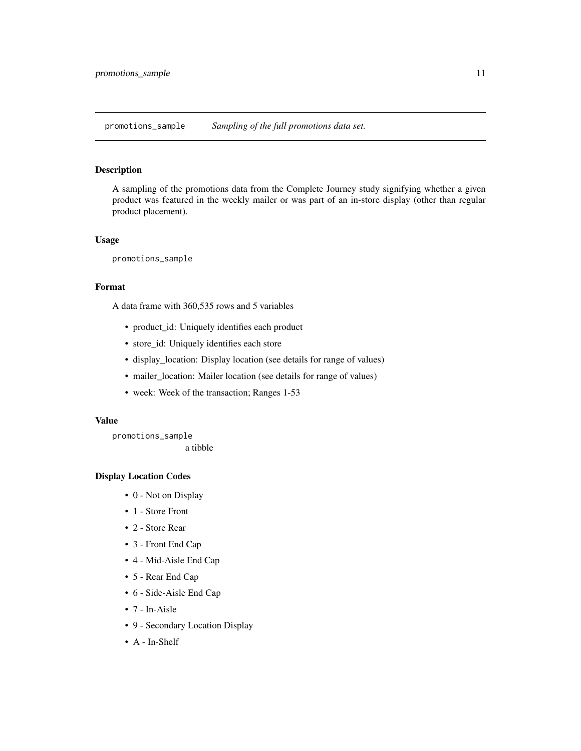# promotions_sample — *Sampling of the full promotions data set.*

## Description

A sampling of the promotions data from the Complete Journey study signifying whether a given product was featured in the weekly mailer or was part of an in-store display (other than regular product placement).

## Usage

```
promotions_sample
```

## Format

A data frame with 360,535 rows and 5 variables

- product_id: Uniquely identifies each product
- store_id: Uniquely identifies each store
- display_location: Display location (see details for range of values)
- mailer_location: Mailer location (see details for range of values)
- week: Week of the transaction; Ranges 1-53

## Value

`promotions_sample`
a tibble

## Display Location Codes

- 0 - Not on Display
- 1 - Store Front
- 2 - Store Rear
- 3 - Front End Cap
- 4 - Mid-Aisle End Cap
- 5 - Rear End Cap
- 6 - Side-Aisle End Cap
- 7 - In-Aisle
- 9 - Secondary Location Display
- A - In-Shelf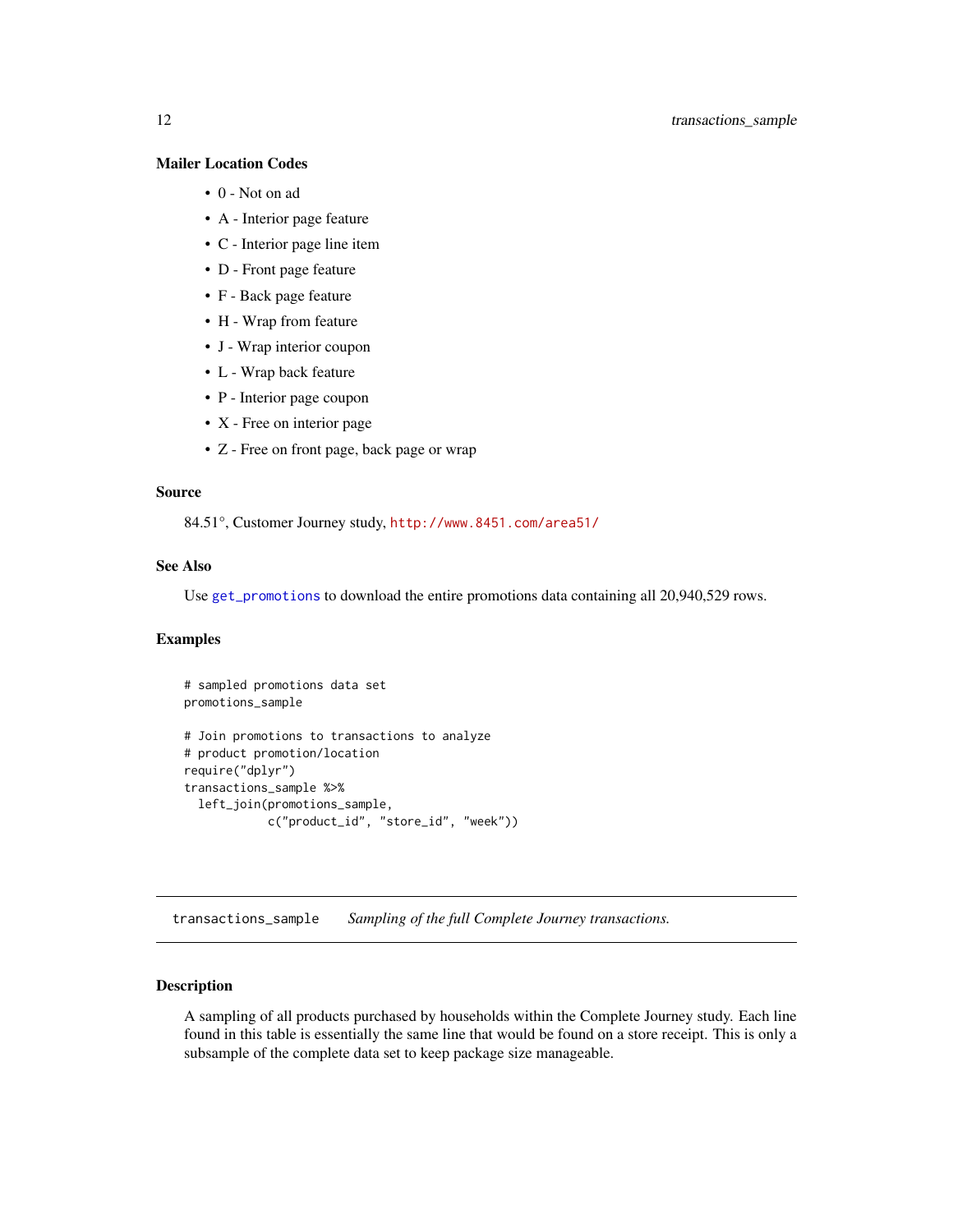### Mailer Location Codes

- 0 - Not on ad
- A - Interior page feature
- C - Interior page line item
- D - Front page feature
- F - Back page feature
- H - Wrap from feature
- J - Wrap interior coupon
- L - Wrap back feature
- P - Interior page coupon
- X - Free on interior page
- Z - Free on front page, back page or wrap

### Source

84.51°, Customer Journey study, http://www.8451.com/area51/

### See Also

Use `get_promotions` to download the entire promotions data containing all 20,940,529 rows.

### Examples

```
# sampled promotions data set
promotions_sample

# Join promotions to transactions to analyze
# product promotion/location
require("dplyr")
transactions_sample %>%
  left_join(promotions_sample,
            c("product_id", "store_id", "week"))
```

---

## transactions_sample    *Sampling of the full Complete Journey transactions.*

---

### Description

A sampling of all products purchased by households within the Complete Journey study. Each line found in this table is essentially the same line that would be found on a store receipt. This is only a subsample of the complete data set to keep package size manageable.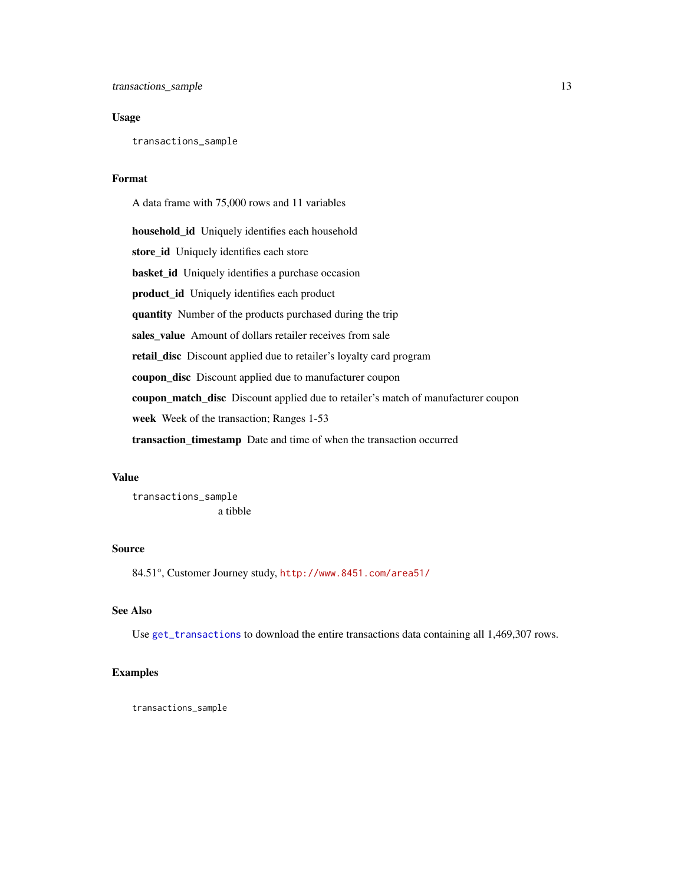### Usage

```
transactions_sample
```

### Format

A data frame with 75,000 rows and 11 variables

**household_id** Uniquely identifies each household

**store_id** Uniquely identifies each store

**basket_id** Uniquely identifies a purchase occasion

**product_id** Uniquely identifies each product

**quantity** Number of the products purchased during the trip

**sales_value** Amount of dollars retailer receives from sale

**retail_disc** Discount applied due to retailer's loyalty card program

**coupon_disc** Discount applied due to manufacturer coupon

**coupon_match_disc** Discount applied due to retailer's match of manufacturer coupon

**week** Week of the transaction; Ranges 1-53

**transaction_timestamp** Date and time of when the transaction occurred

### Value

`transactions_sample`
a tibble

### Source

84.51°, Customer Journey study, http://www.8451.com/area51/

### See Also

Use `get_transactions` to download the entire transactions data containing all 1,469,307 rows.

### Examples

```
transactions_sample
```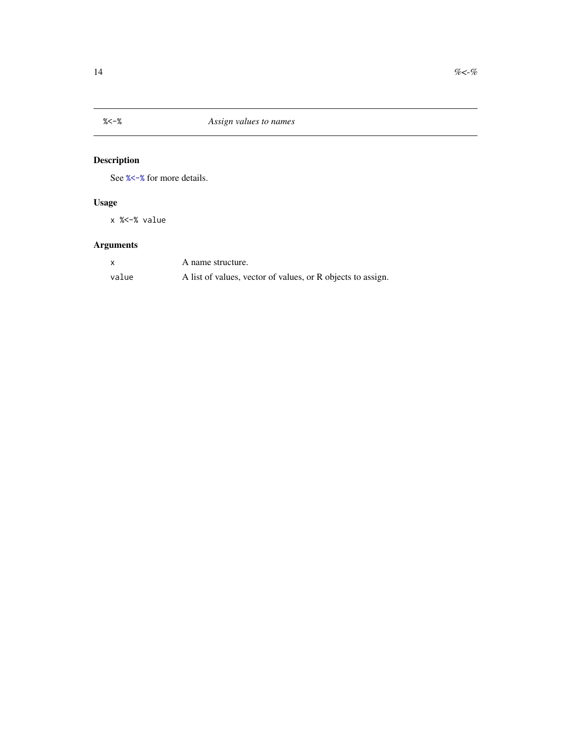# %<-% *Assign values to names*

## Description

See %<-% for more details.

## Usage

```
x %<-% value
```

## Arguments

| | |
|---|---|
| x | A name structure. |
| value | A list of values, vector of values, or R objects to assign. |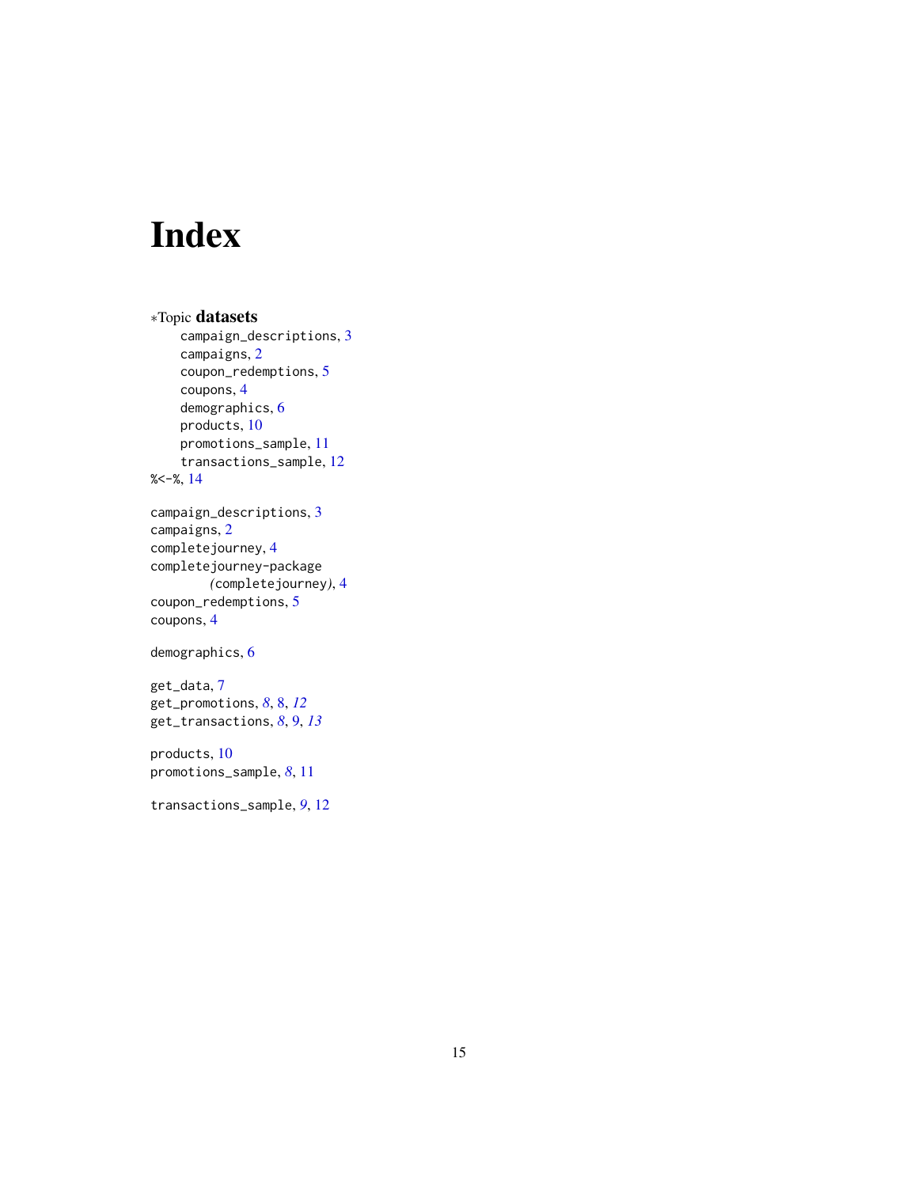# Index

∗Topic **datasets**

- campaign_descriptions, 3
- campaigns, 2
- coupon_redemptions, 5
- coupons, 4
- demographics, 6
- products, 10
- promotions_sample, 11
- transactions_sample, 12

%<-%, 14

campaign_descriptions, 3
campaigns, 2
completejourney, 4
completejourney-package
        *(*completejourney*)*, 4
coupon_redemptions, 5
coupons, 4

demographics, 6

get_data, 7
get_promotions, *8*, 8, *12*
get_transactions, *8*, 9, *13*

products, 10
promotions_sample, *8*, 11

transactions_sample, *9*, 12